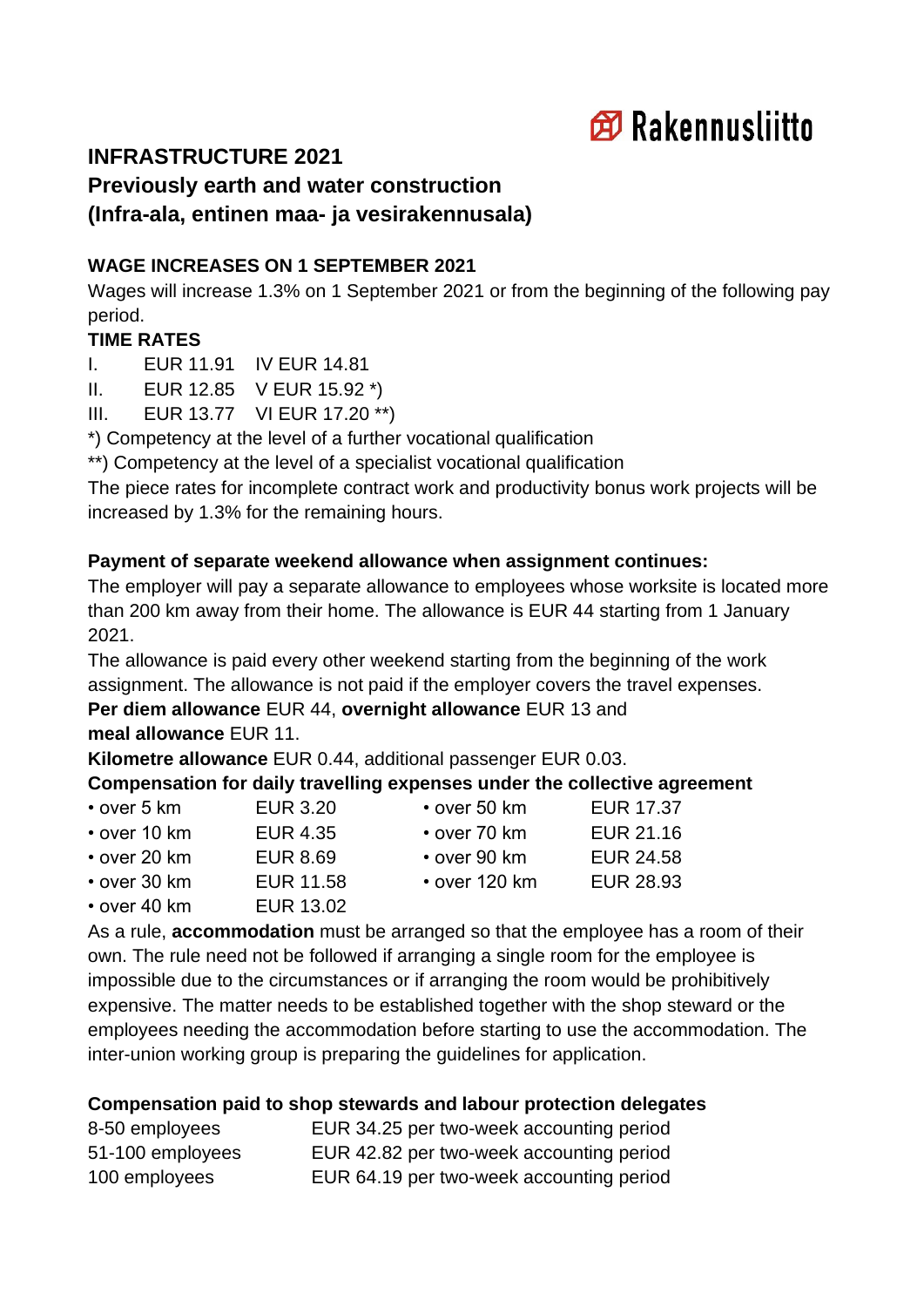Rakennusliitto

# INFRASTRUCTURE 2021
## Previously earth and water construction
## (Infra-ala, entinen maa- ja vesirakennusala)

### WAGE INCREASES ON 1 SEPTEMBER 2021

Wages will increase 1.3% on 1 September 2021 or from the beginning of the following pay period.

**TIME RATES**

| | | | |
|---|---|---|---|
| I. | EUR 11.91 | IV | EUR 14.81 |
| II. | EUR 12.85 | V | EUR 15.92 *) |
| III. | EUR 13.77 | VI | EUR 17.20 **) |

*) Competency at the level of a further vocational qualification
**) Competency at the level of a specialist vocational qualification

The piece rates for incomplete contract work and productivity bonus work projects will be increased by 1.3% for the remaining hours.

**Payment of separate weekend allowance when assignment continues:**

The employer will pay a separate allowance to employees whose worksite is located more than 200 km away from their home. The allowance is EUR 44 starting from 1 January 2021.

The allowance is paid every other weekend starting from the beginning of the work assignment. The allowance is not paid if the employer covers the travel expenses.

**Per diem allowance** EUR 44, **overnight allowance** EUR 13 and
**meal allowance** EUR 11.

**Kilometre allowance** EUR 0.44, additional passenger EUR 0.03.

**Compensation for daily travelling expenses under the collective agreement**

| | | | |
|---|---|---|---|
| • over 5 km | EUR 3.20 | • over 50 km | EUR 17.37 |
| • over 10 km | EUR 4.35 | • over 70 km | EUR 21.16 |
| • over 20 km | EUR 8.69 | • over 90 km | EUR 24.58 |
| • over 30 km | EUR 11.58 | • over 120 km | EUR 28.93 |
| • over 40 km | EUR 13.02 | | |

As a rule, **accommodation** must be arranged so that the employee has a room of their own. The rule need not be followed if arranging a single room for the employee is impossible due to the circumstances or if arranging the room would be prohibitively expensive. The matter needs to be established together with the shop steward or the employees needing the accommodation before starting to use the accommodation. The inter-union working group is preparing the guidelines for application.

**Compensation paid to shop stewards and labour protection delegates**

| | |
|---|---|
| 8-50 employees | EUR 34.25 per two-week accounting period |
| 51-100 employees | EUR 42.82 per two-week accounting period |
| 100 employees | EUR 64.19 per two-week accounting period |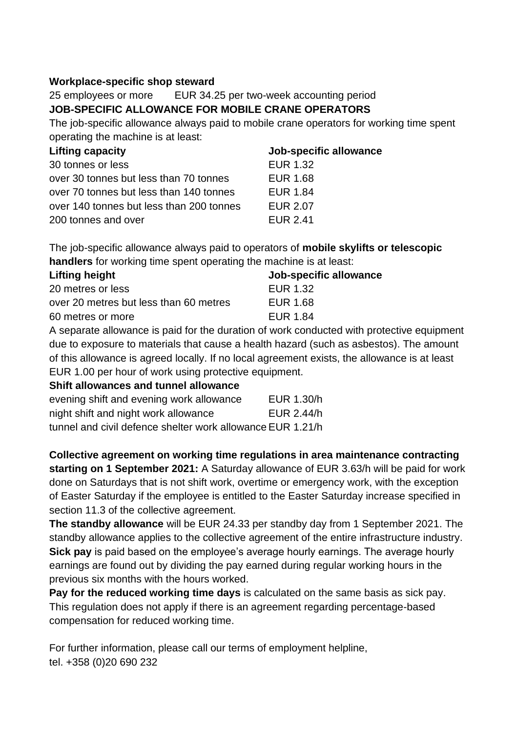**Workplace-specific shop steward**

25 employees or more EUR 34.25 per two-week accounting period

**JOB-SPECIFIC ALLOWANCE FOR MOBILE CRANE OPERATORS**

The job-specific allowance always paid to mobile crane operators for working time spent operating the machine is at least:

| Lifting capacity | Job-specific allowance |
|---|---|
| 30 tonnes or less | EUR 1.32 |
| over 30 tonnes but less than 70 tonnes | EUR 1.68 |
| over 70 tonnes but less than 140 tonnes | EUR 1.84 |
| over 140 tonnes but less than 200 tonnes | EUR 2.07 |
| 200 tonnes and over | EUR 2.41 |

The job-specific allowance always paid to operators of **mobile skylifts or telescopic handlers** for working time spent operating the machine is at least:

| Lifting height | Job-specific allowance |
|---|---|
| 20 metres or less | EUR 1.32 |
| over 20 metres but less than 60 metres | EUR 1.68 |
| 60 metres or more | EUR 1.84 |

A separate allowance is paid for the duration of work conducted with protective equipment due to exposure to materials that cause a health hazard (such as asbestos). The amount of this allowance is agreed locally. If no local agreement exists, the allowance is at least EUR 1.00 per hour of work using protective equipment.

**Shift allowances and tunnel allowance**

| | |
|---|---|
| evening shift and evening work allowance | EUR 1.30/h |
| night shift and night work allowance | EUR 2.44/h |
| tunnel and civil defence shelter work allowance | EUR 1.21/h |

**Collective agreement on working time regulations in area maintenance contracting starting on 1 September 2021:** A Saturday allowance of EUR 3.63/h will be paid for work done on Saturdays that is not shift work, overtime or emergency work, with the exception of Easter Saturday if the employee is entitled to the Easter Saturday increase specified in section 11.3 of the collective agreement.

**The standby allowance** will be EUR 24.33 per standby day from 1 September 2021. The standby allowance applies to the collective agreement of the entire infrastructure industry.

**Sick pay** is paid based on the employee's average hourly earnings. The average hourly earnings are found out by dividing the pay earned during regular working hours in the previous six months with the hours worked.

**Pay for the reduced working time days** is calculated on the same basis as sick pay. This regulation does not apply if there is an agreement regarding percentage-based compensation for reduced working time.

For further information, please call our terms of employment helpline,
tel. +358 (0)20 690 232